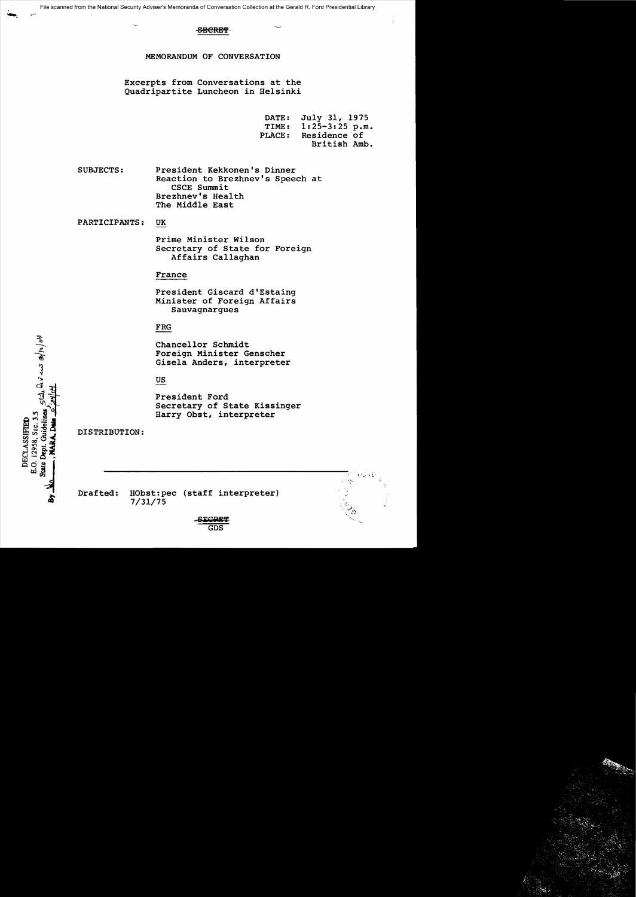SECRET

# MEMORANDUM OF CONVERSATION

Excerpts from Conversations at the Quadripartite Luncheon in Helsinki

DATE: July 31, 1975
TIME: 1:25-3:25 p.m.
PLACE: Residence of British Amb.

SUBJECTS: President Kekkonen's Dinner
Reaction to Brezhnev's Speech at CSCE Summit
Brezhnev's Health
The Middle East

PARTICIPANTS:

UK

Prime Minister Wilson
Secretary of State for Foreign Affairs Callaghan

France

President Giscard d'Estaing
Minister of Foreign Affairs Sauvagnargues

FRG

Chancellor Schmidt
Foreign Minister Genscher
Gisela Anders, interpreter

US

President Ford
Secretary of State Kissinger
Harry Obst, interpreter

DISTRIBUTION:

DECLASSIFIED
E.O. 12958, Sec. 3.5
State Dept. Guidelines
NARA, Date

Drafted: HObst:pec (staff interpreter)
7/31/75

SECRET
GDS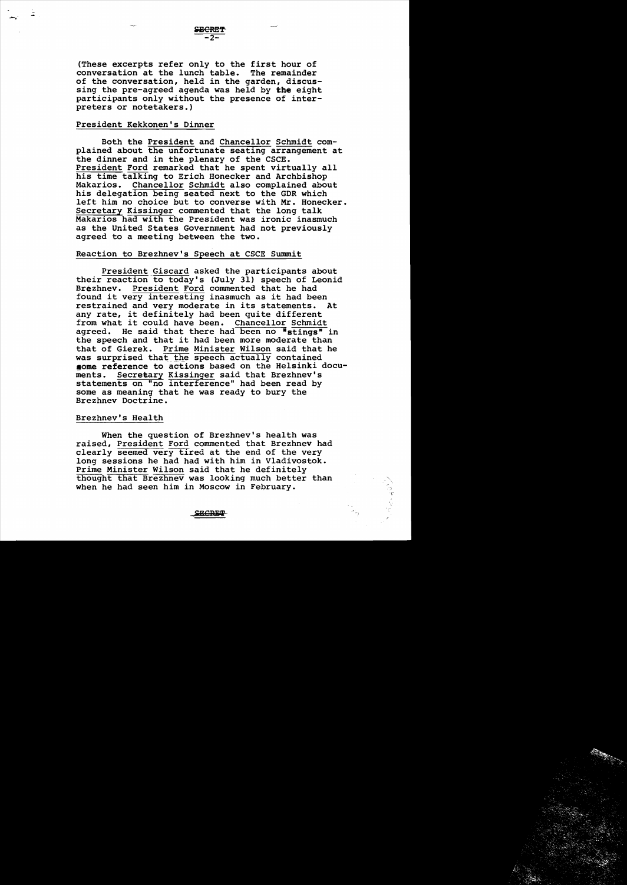(These excerpts refer only to the first hour of conversation at the lunch table. The remainder of the conversation, held in the garden, discussing the pre-agreed agenda was held by the eight participants only without the presence of interpreters or notetakers.)

## President Kekkonen's Dinner

Both the President and Chancellor Schmidt complained about the unfortunate seating arrangement at the dinner and in the plenary of the CSCE. President Ford remarked that he spent virtually all his time talking to Erich Honecker and Archbishop Makarios. Chancellor Schmidt also complained about his delegation being seated next to the GDR which left him no choice but to converse with Mr. Honecker. Secretary Kissinger commented that the long talk Makarios had with the President was ironic inasmuch as the United States Government had not previously agreed to a meeting between the two.

## Reaction to Brezhnev's Speech at CSCE Summit

President Giscard asked the participants about their reaction to today's (July 31) speech of Leonid Brezhnev. President Ford commented that he had found it very interesting inasmuch as it had been restrained and very moderate in its statements. At any rate, it definitely had been quite different from what it could have been. Chancellor Schmidt agreed. He said that there had been no "stings" in the speech and that it had been more moderate than that of Gierek. Prime Minister Wilson said that he was surprised that the speech actually contained some reference to actions based on the Helsinki documents. Secretary Kissinger said that Brezhnev's statements on "no interference" had been read by some as meaning that he was ready to bury the Brezhnev Doctrine.

## Brezhnev's Health

When the question of Brezhnev's health was raised, President Ford commented that Brezhnev had clearly seemed very tired at the end of the very long sessions he had had with him in Vladivostok. Prime Minister Wilson said that he definitely thought that Brezhnev was looking much better than when he had seen him in Moscow in February.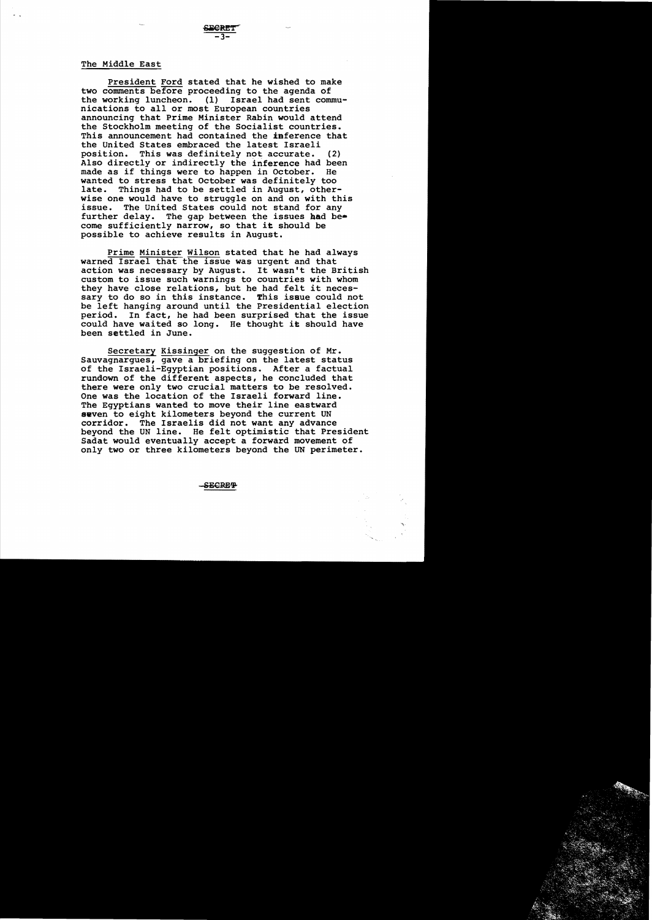## The Middle East

President Ford stated that he wished to make two comments before proceeding to the agenda of the working luncheon. (1) Israel had sent communications to all or most European countries announcing that Prime Minister Rabin would attend the Stockholm meeting of the Socialist countries. This announcement had contained the inference that the United States embraced the latest Israeli position. This was definitely not accurate. (2) Also directly or indirectly the inference had been made as if things were to happen in October. He wanted to stress that October was definitely too late. Things had to be settled in August, otherwise one would have to struggle on and on with this issue. The United States could not stand for any further delay. The gap between the issues had become sufficiently narrow, so that it should be possible to achieve results in August.

Prime Minister Wilson stated that he had always warned Israel that the issue was urgent and that action was necessary by August. It wasn't the British custom to issue such warnings to countries with whom they have close relations, but he had felt it necessary to do so in this instance. This issue could not be left hanging around until the Presidential election period. In fact, he had been surprised that the issue could have waited so long. He thought it should have been settled in June.

Secretary Kissinger on the suggestion of Mr. Sauvagnargues, gave a briefing on the latest status of the Israeli-Egyptian positions. After a factual rundown of the different aspects, he concluded that there were only two crucial matters to be resolved. One was the location of the Israeli forward line. The Egyptians wanted to move their line eastward seven to eight kilometers beyond the current UN corridor. The Israelis did not want any advance beyond the UN line. He felt optimistic that President Sadat would eventually accept a forward movement of only two or three kilometers beyond the UN perimeter.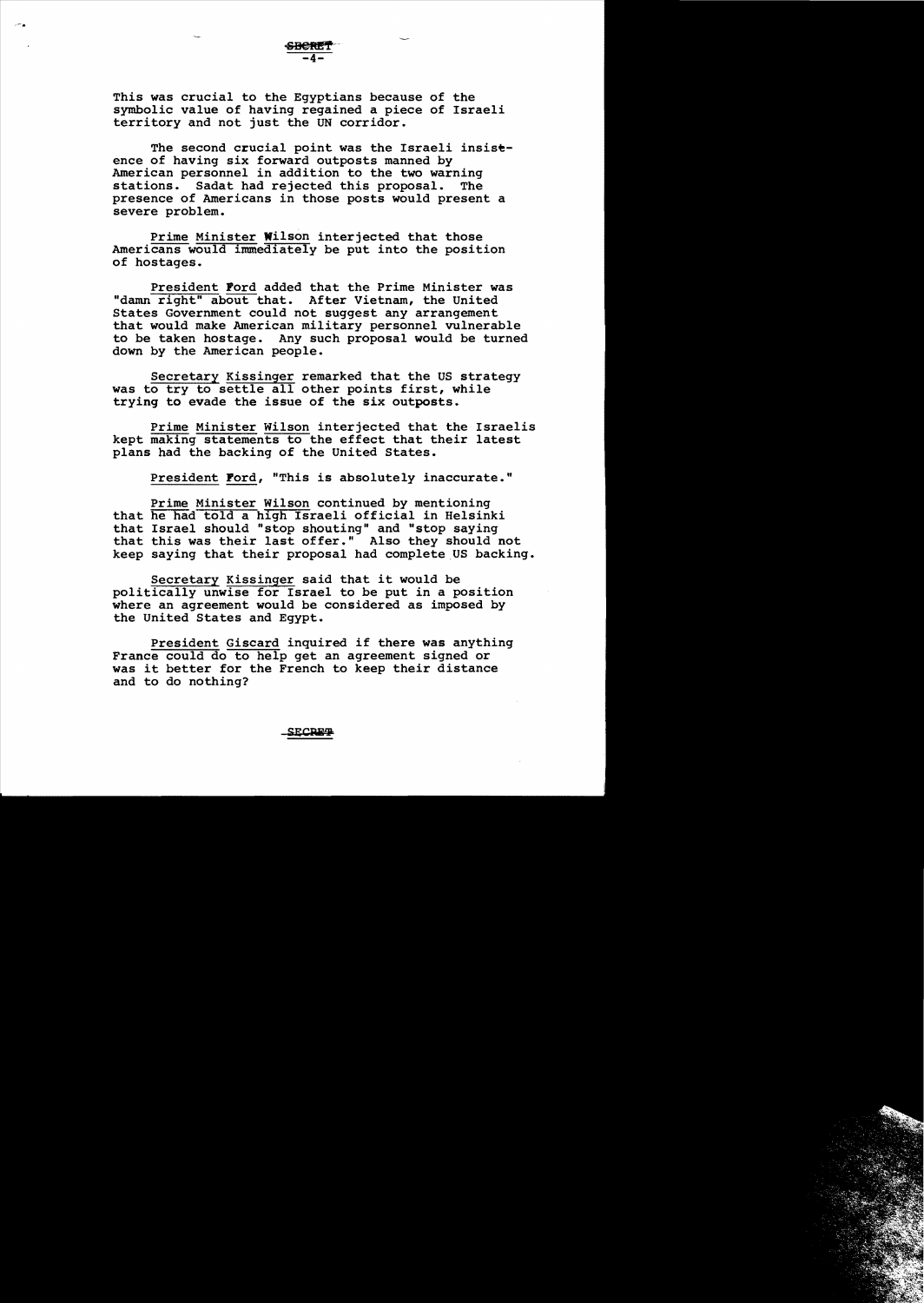This was crucial to the Egyptians because of the symbolic value of having regained a piece of Israeli territory and not just the UN corridor.

The second crucial point was the Israeli insistence of having six forward outposts manned by American personnel in addition to the two warning stations. Sadat had rejected this proposal. The presence of Americans in those posts would present a severe problem.

Prime Minister Wilson interjected that those Americans would immediately be put into the position of hostages.

President Ford added that the Prime Minister was "damn right" about that. After Vietnam, the United States Government could not suggest any arrangement that would make American military personnel vulnerable to be taken hostage. Any such proposal would be turned down by the American people.

Secretary Kissinger remarked that the US strategy was to try to settle all other points first, while trying to evade the issue of the six outposts.

Prime Minister Wilson interjected that the Israelis kept making statements to the effect that their latest plans had the backing of the United States.

President Ford, "This is absolutely inaccurate."

Prime Minister Wilson continued by mentioning that he had told a high Israeli official in Helsinki that Israel should "stop shouting" and "stop saying that this was their last offer." Also they should not keep saying that their proposal had complete US backing.

Secretary Kissinger said that it would be politically unwise for Israel to be put in a position where an agreement would be considered as imposed by the United States and Egypt.

President Giscard inquired if there was anything France could do to help get an agreement signed or was it better for the French to keep their distance and to do nothing?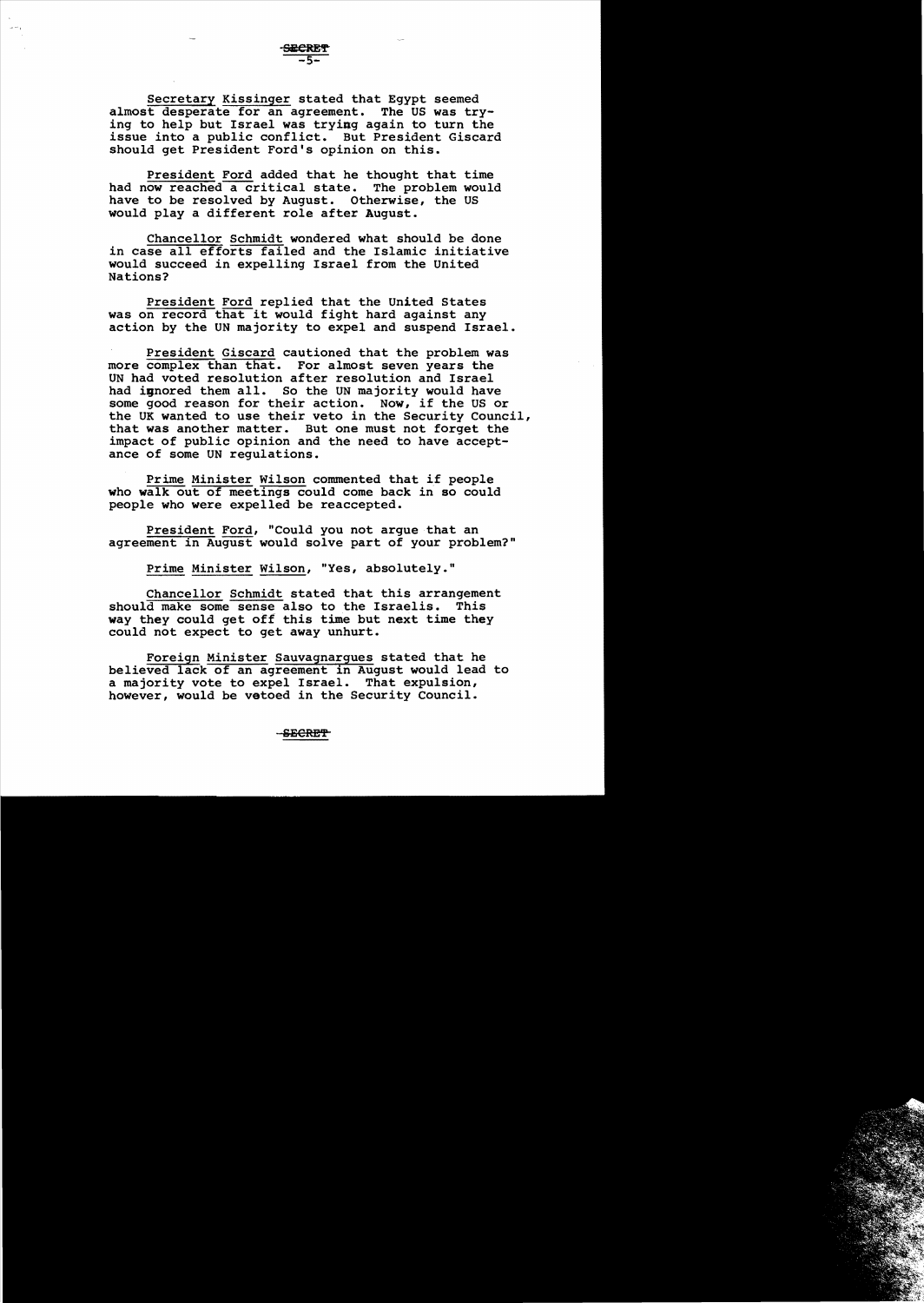SECRET

Secretary Kissinger stated that Egypt seemed almost desperate for an agreement. The US was trying to help but Israel was trying again to turn the issue into a public conflict. But President Giscard should get President Ford's opinion on this.

President Ford added that he thought that time had now reached a critical state. The problem would have to be resolved by August. Otherwise, the US would play a different role after August.

Chancellor Schmidt wondered what should be done in case all efforts failed and the Islamic initiative would succeed in expelling Israel from the United Nations?

President Ford replied that the United States was on record that it would fight hard against any action by the UN majority to expel and suspend Israel.

President Giscard cautioned that the problem was more complex than that. For almost seven years the UN had voted resolution after resolution and Israel had ignored them all. So the UN majority would have some good reason for their action. Now, if the US or the UK wanted to use their veto in the Security Council, that was another matter. But one must not forget the impact of public opinion and the need to have acceptance of some UN regulations.

Prime Minister Wilson commented that if people who walk out of meetings could come back in so could people who were expelled be reaccepted.

President Ford, "Could you not argue that an agreement in August would solve part of your problem?"

Prime Minister Wilson, "Yes, absolutely."

Chancellor Schmidt stated that this arrangement should make some sense also to the Israelis. This way they could get off this time but next time they could not expect to get away unhurt.

Foreign Minister Sauvagnargues stated that he believed lack of an agreement in August would lead to a majority vote to expel Israel. That expulsion, however, would be vetoed in the Security Council.

SECRET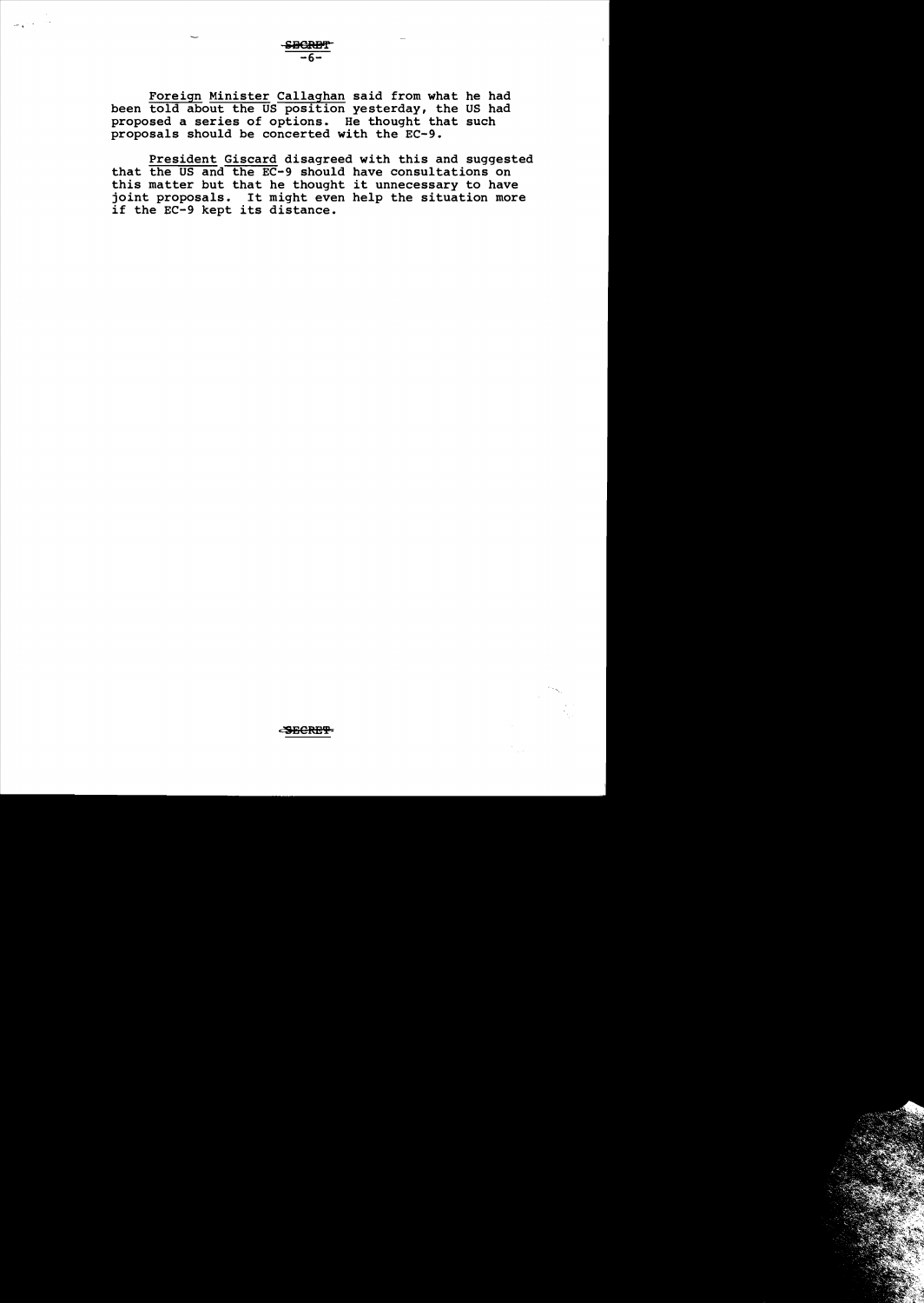SECRET

Foreign Minister Callaghan said from what he had been told about the US position yesterday, the US had proposed a series of options. He thought that such proposals should be concerted with the EC-9.

President Giscard disagreed with this and suggested that the US and the EC-9 should have consultations on this matter but that he thought it unnecessary to have joint proposals. It might even help the situation more if the EC-9 kept its distance.

SECRET